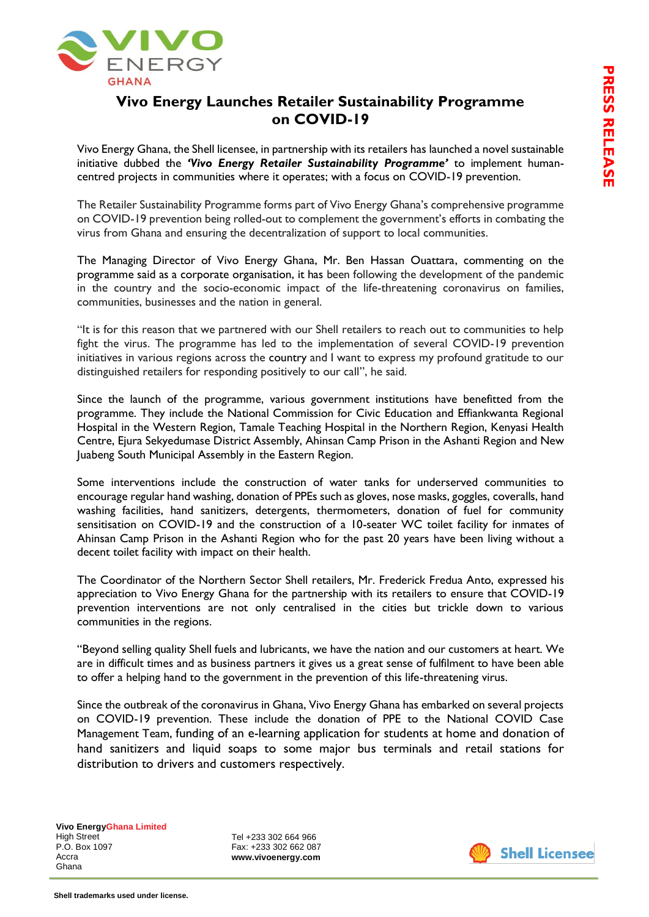# Vivo Energy Launches Retailer Sustainability Programme on COVID-19

Vivo Energy Ghana, the Shell licensee, in partnership with its retailers has launched a novel sustainable initiative dubbed the ***'Vivo Energy Retailer Sustainability Programme'*** to implement human-centred projects in communities where it operates; with a focus on COVID-19 prevention.

The Retailer Sustainability Programme forms part of Vivo Energy Ghana's comprehensive programme on COVID-19 prevention being rolled-out to complement the government's efforts in combating the virus from Ghana and ensuring the decentralization of support to local communities.

The Managing Director of Vivo Energy Ghana, Mr. Ben Hassan Ouattara, commenting on the programme said as a corporate organisation, it has been following the development of the pandemic in the country and the socio-economic impact of the life-threatening coronavirus on families, communities, businesses and the nation in general.

"It is for this reason that we partnered with our Shell retailers to reach out to communities to help fight the virus. The programme has led to the implementation of several COVID-19 prevention initiatives in various regions across the country and I want to express my profound gratitude to our distinguished retailers for responding positively to our call", he said.

Since the launch of the programme, various government institutions have benefitted from the programme. They include the National Commission for Civic Education and Effiankwanta Regional Hospital in the Western Region, Tamale Teaching Hospital in the Northern Region, Kenyasi Health Centre, Ejura Sekyedumase District Assembly, Ahinsan Camp Prison in the Ashanti Region and New Juabeng South Municipal Assembly in the Eastern Region.

Some interventions include the construction of water tanks for underserved communities to encourage regular hand washing, donation of PPEs such as gloves, nose masks, goggles, coveralls, hand washing facilities, hand sanitizers, detergents, thermometers, donation of fuel for community sensitisation on COVID-19 and the construction of a 10-seater WC toilet facility for inmates of Ahinsan Camp Prison in the Ashanti Region who for the past 20 years have been living without a decent toilet facility with impact on their health.

The Coordinator of the Northern Sector Shell retailers, Mr. Frederick Fredua Anto, expressed his appreciation to Vivo Energy Ghana for the partnership with its retailers to ensure that COVID-19 prevention interventions are not only centralised in the cities but trickle down to various communities in the regions.

"Beyond selling quality Shell fuels and lubricants, we have the nation and our customers at heart. We are in difficult times and as business partners it gives us a great sense of fulfilment to have been able to offer a helping hand to the government in the prevention of this life-threatening virus.

Since the outbreak of the coronavirus in Ghana, Vivo Energy Ghana has embarked on several projects on COVID-19 prevention. These include the donation of PPE to the National COVID Case Management Team, funding of an e-learning application for students at home and donation of hand sanitizers and liquid soaps to some major bus terminals and retail stations for distribution to drivers and customers respectively.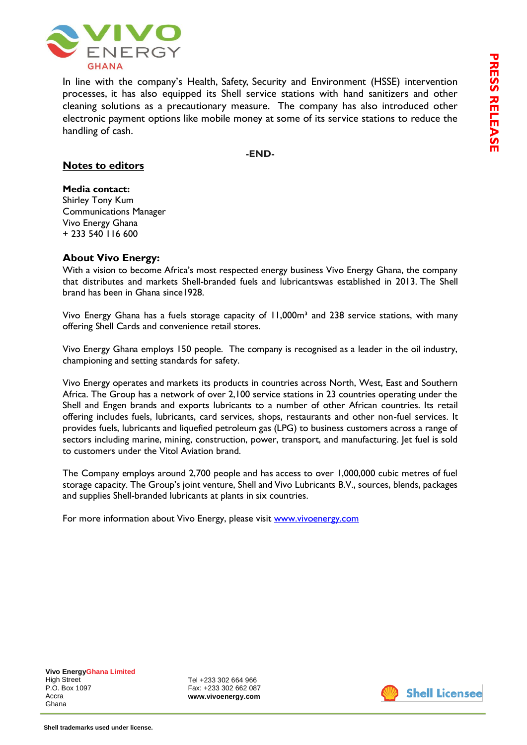In line with the company's Health, Safety, Security and Environment (HSSE) intervention processes, it has also equipped its Shell service stations with hand sanitizers and other cleaning solutions as a precautionary measure. The company has also introduced other electronic payment options like mobile money at some of its service stations to reduce the handling of cash.

**-END-**

## Notes to editors

**Media contact:**
Shirley Tony Kum
Communications Manager
Vivo Energy Ghana
+ 233 540 116 600

### About Vivo Energy:

With a vision to become Africa's most respected energy business Vivo Energy Ghana, the company that distributes and markets Shell-branded fuels and lubricantswas established in 2013. The Shell brand has been in Ghana since1928.

Vivo Energy Ghana has a fuels storage capacity of 11,000m³ and 238 service stations, with many offering Shell Cards and convenience retail stores.

Vivo Energy Ghana employs 150 people. The company is recognised as a leader in the oil industry, championing and setting standards for safety.

Vivo Energy operates and markets its products in countries across North, West, East and Southern Africa. The Group has a network of over 2,100 service stations in 23 countries operating under the Shell and Engen brands and exports lubricants to a number of other African countries. Its retail offering includes fuels, lubricants, card services, shops, restaurants and other non-fuel services. It provides fuels, lubricants and liquefied petroleum gas (LPG) to business customers across a range of sectors including marine, mining, construction, power, transport, and manufacturing. Jet fuel is sold to customers under the Vitol Aviation brand.

The Company employs around 2,700 people and has access to over 1,000,000 cubic metres of fuel storage capacity. The Group's joint venture, Shell and Vivo Lubricants B.V., sources, blends, packages and supplies Shell-branded lubricants at plants in six countries.

For more information about Vivo Energy, please visit [www.vivoenergy.com](http://www.vivoenergy.com)

**Vivo EnergyGhana Limited**
High Street
P.O. Box 1097
Accra
Ghana

Tel +233 302 664 966
Fax: +233 302 662 087
**www.vivoenergy.com**

Shell Licensee

**Shell trademarks used under license.**